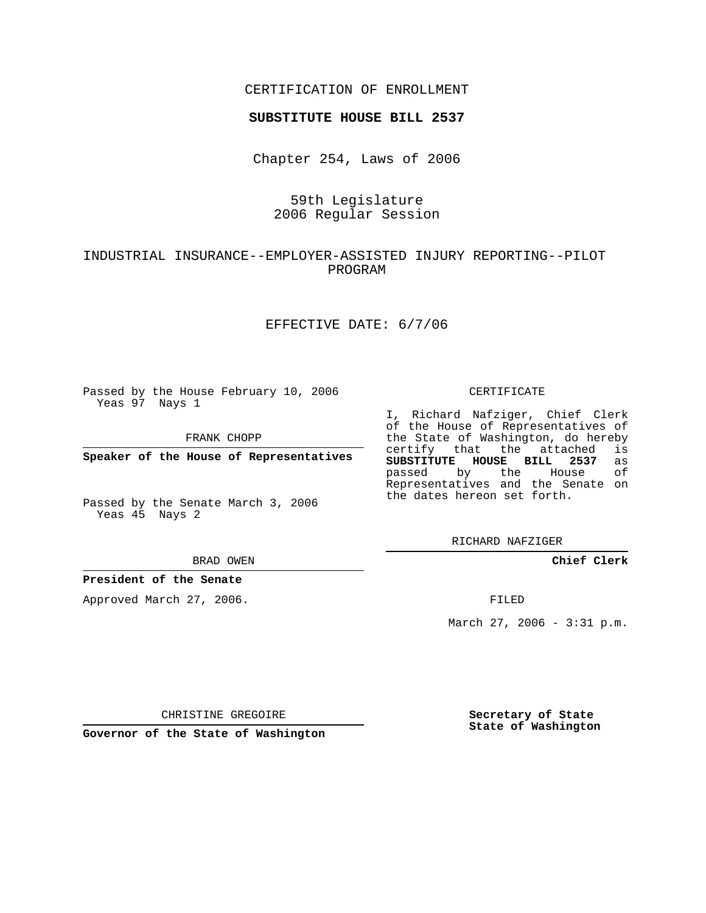CERTIFICATION OF ENROLLMENT

**SUBSTITUTE HOUSE BILL 2537**

Chapter 254, Laws of 2006

59th Legislature
2006 Regular Session

INDUSTRIAL INSURANCE--EMPLOYER-ASSISTED INJURY REPORTING--PILOT PROGRAM

EFFECTIVE DATE: 6/7/06

Passed by the House February 10, 2006
Yeas 97 Nays 1

FRANK CHOPP

**Speaker of the House of Representatives**

Passed by the Senate March 3, 2006
Yeas 45 Nays 2

BRAD OWEN

**President of the Senate**

Approved March 27, 2006.

CHRISTINE GREGOIRE

**Governor of the State of Washington**

CERTIFICATE

I, Richard Nafziger, Chief Clerk of the House of Representatives of the State of Washington, do hereby certify that the attached is **SUBSTITUTE HOUSE BILL 2537** as passed by the House of Representatives and the Senate on the dates hereon set forth.

RICHARD NAFZIGER

**Chief Clerk**

FILED

March 27, 2006 - 3:31 p.m.

**Secretary of State**
**State of Washington**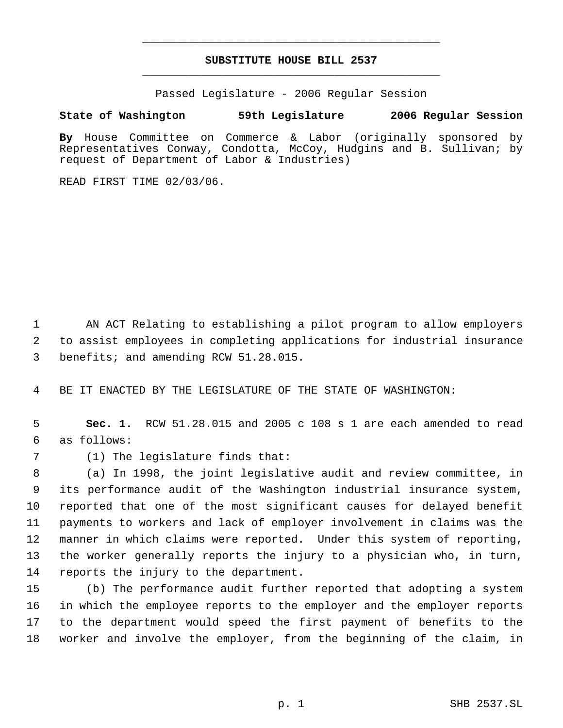**SUBSTITUTE HOUSE BILL 2537**

Passed Legislature - 2006 Regular Session

**State of Washington 59th Legislature 2006 Regular Session**

**By** House Committee on Commerce & Labor (originally sponsored by Representatives Conway, Condotta, McCoy, Hudgins and B. Sullivan; by request of Department of Labor & Industries)

READ FIRST TIME 02/03/06.

AN ACT Relating to establishing a pilot program to allow employers to assist employees in completing applications for industrial insurance benefits; and amending RCW 51.28.015.

BE IT ENACTED BY THE LEGISLATURE OF THE STATE OF WASHINGTON:

**Sec. 1.** RCW 51.28.015 and 2005 c 108 s 1 are each amended to read as follows:

(1) The legislature finds that:

(a) In 1998, the joint legislative audit and review committee, in its performance audit of the Washington industrial insurance system, reported that one of the most significant causes for delayed benefit payments to workers and lack of employer involvement in claims was the manner in which claims were reported. Under this system of reporting, the worker generally reports the injury to a physician who, in turn, reports the injury to the department.

(b) The performance audit further reported that adopting a system in which the employee reports to the employer and the employer reports to the department would speed the first payment of benefits to the worker and involve the employer, from the beginning of the claim, in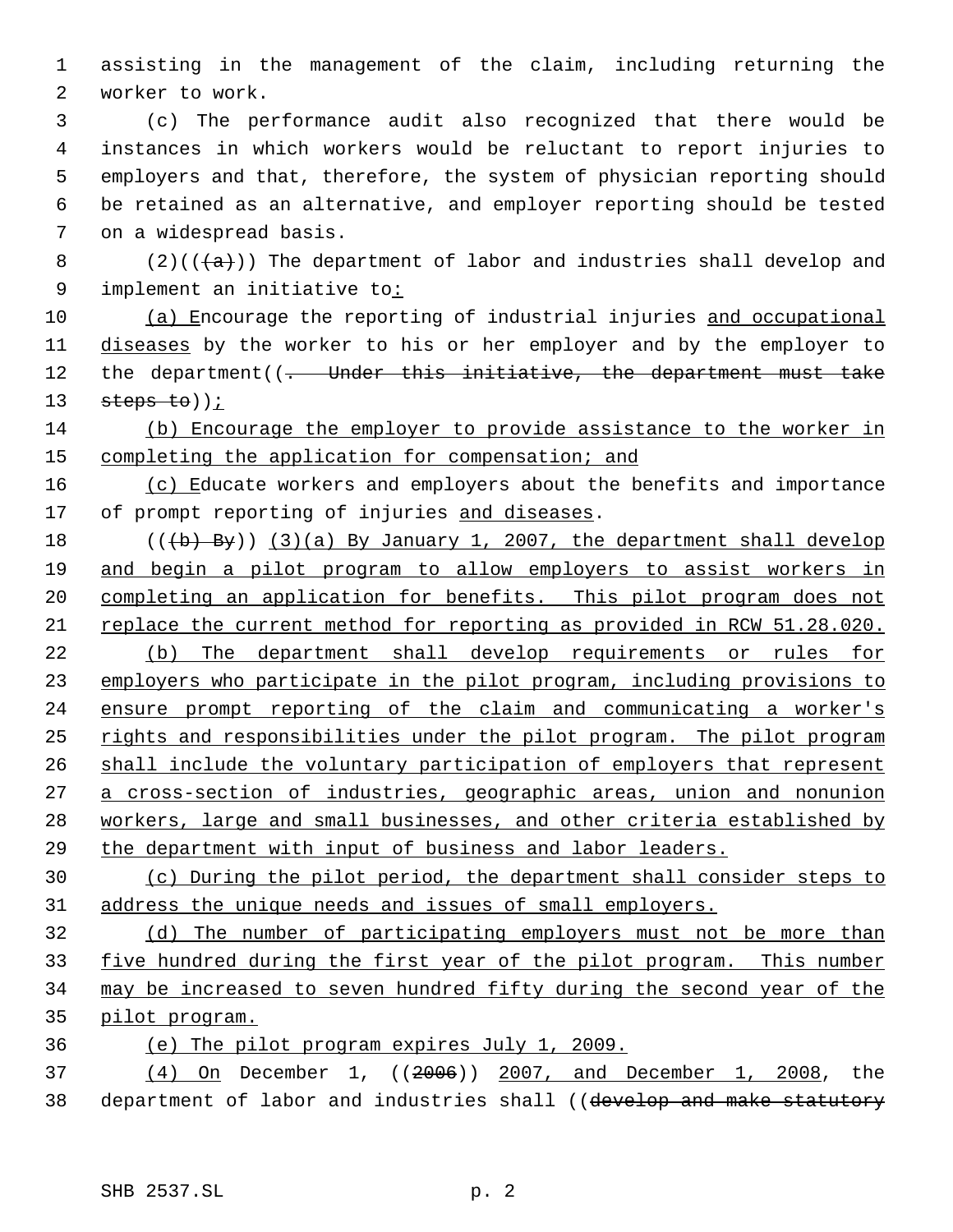assisting in the management of the claim, including returning the worker to work.

(c) The performance audit also recognized that there would be instances in which workers would be reluctant to report injuries to employers and that, therefore, the system of physician reporting should be retained as an alternative, and employer reporting should be tested on a widespread basis.

(2)(((a))) The department of labor and industries shall develop and implement an initiative to:

(a) Encourage the reporting of industrial injuries and occupational diseases by the worker to his or her employer and by the employer to the department((. Under this initiative, the department must take steps to));

(b) Encourage the employer to provide assistance to the worker in completing the application for compensation; and

(c) Educate workers and employers about the benefits and importance of prompt reporting of injuries and diseases.

(((b) By)) (3)(a) By January 1, 2007, the department shall develop and begin a pilot program to allow employers to assist workers in completing an application for benefits. This pilot program does not replace the current method for reporting as provided in RCW 51.28.020.

(b) The department shall develop requirements or rules for employers who participate in the pilot program, including provisions to ensure prompt reporting of the claim and communicating a worker's rights and responsibilities under the pilot program. The pilot program shall include the voluntary participation of employers that represent a cross-section of industries, geographic areas, union and nonunion workers, large and small businesses, and other criteria established by the department with input of business and labor leaders.

(c) During the pilot period, the department shall consider steps to address the unique needs and issues of small employers.

(d) The number of participating employers must not be more than five hundred during the first year of the pilot program. This number may be increased to seven hundred fifty during the second year of the pilot program.

(e) The pilot program expires July 1, 2009.

(4) On December 1, ((2006)) 2007, and December 1, 2008, the department of labor and industries shall ((develop and make statutory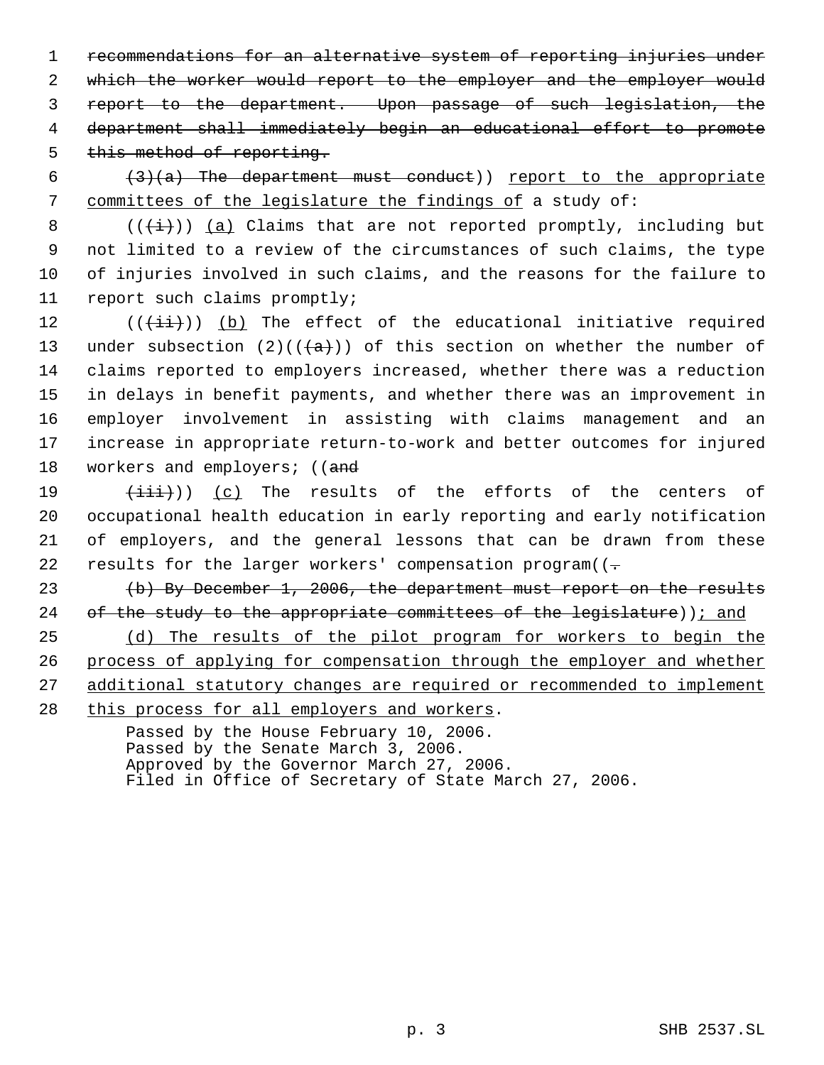recommendations for an alternative system of reporting injuries under which the worker would report to the employer and the employer would report to the department. Upon passage of such legislation, the department shall immediately begin an educational effort to promote this method of reporting.

(3)(a) The department must conduct)) report to the appropriate committees of the legislature the findings of a study of:

(((i))) (a) Claims that are not reported promptly, including but not limited to a review of the circumstances of such claims, the type of injuries involved in such claims, and the reasons for the failure to report such claims promptly;

(((ii))) (b) The effect of the educational initiative required under subsection (2)(((a))) of this section on whether the number of claims reported to employers increased, whether there was a reduction in delays in benefit payments, and whether there was an improvement in employer involvement in assisting with claims management and an increase in appropriate return-to-work and better outcomes for injured workers and employers; ((and

(iii))) (c) The results of the efforts of the centers of occupational health education in early reporting and early notification of employers, and the general lessons that can be drawn from these results for the larger workers' compensation program((.

(b) By December 1, 2006, the department must report on the results of the study to the appropriate committees of the legislature)); and

(d) The results of the pilot program for workers to begin the process of applying for compensation through the employer and whether additional statutory changes are required or recommended to implement this process for all employers and workers.

Passed by the House February 10, 2006.
Passed by the Senate March 3, 2006.
Approved by the Governor March 27, 2006.
Filed in Office of Secretary of State March 27, 2006.